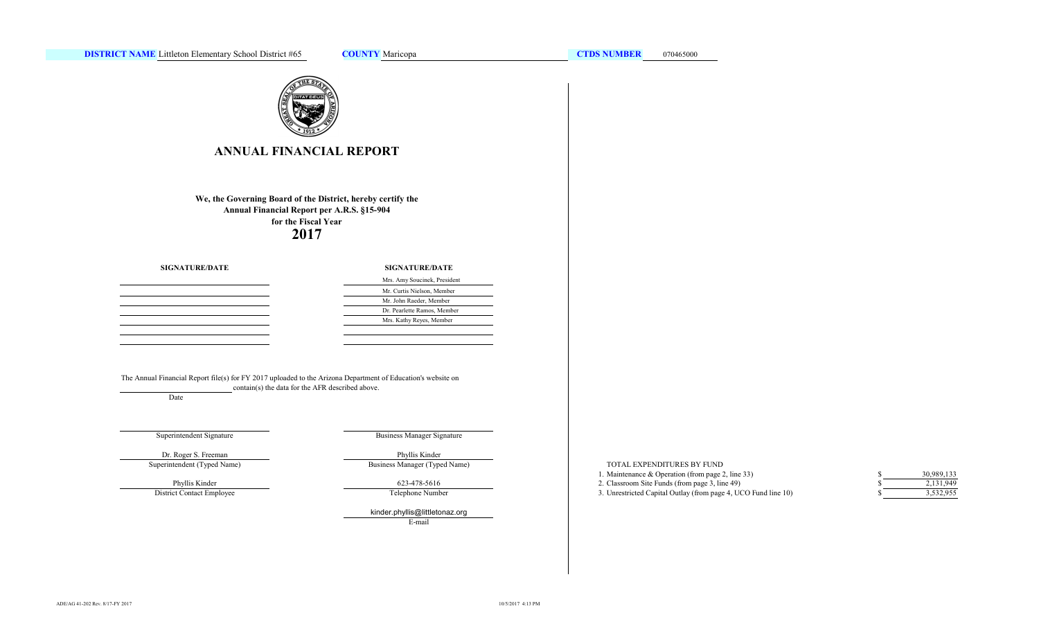**DISTRICT NAME** Littleton Elementary School District #65 **COUNTY** Maricopa **CTDS NUMBER** 070465000

# ANNUAL FINANCIAL REPORT

**We, the Governing Board of the District, hereby certify the Annual Financial Report per A.R.S. §15-904 for the Fiscal Year**

**2017**

| SIGNATURE/DATE | SIGNATURE/DATE |
|---|---|
| | Mrs. Amy Soucinek, President |
| | Mr. Curtis Nielson, Member |
| | Mr. John Raeder, Member |
| | Dr. Pearlette Ramos, Member |
| | Mrs. Kathy Reyes, Member |
| | |
| | |

The Annual Financial Report file(s) for FY 2017 uploaded to the Arizona Department of Education's website on ____________ contain(s) the data for the AFR described above.

Date

| | |
|---|---|
| Superintendent Signature | Business Manager Signature |
| Dr. Roger S. Freeman | Phyllis Kinder |
| Superintendent (Typed Name) | Business Manager (Typed Name) |
| Phyllis Kinder | 623-478-5616 |
| District Contact Employee | Telephone Number |
| | kinder.phyllis@littletonaz.org |
| | E-mail |

TOTAL EXPENDITURES BY FUND

| | | |
|---|---|---|
| 1. Maintenance & Operation (from page 2, line 33) | $ | 30,989,133 |
| 2. Classroom Site Funds (from page 3, line 49) | $ | 2,131,949 |
| 3. Unrestricted Capital Outlay (from page 4, UCO Fund line 10) | $ | 3,532,955 |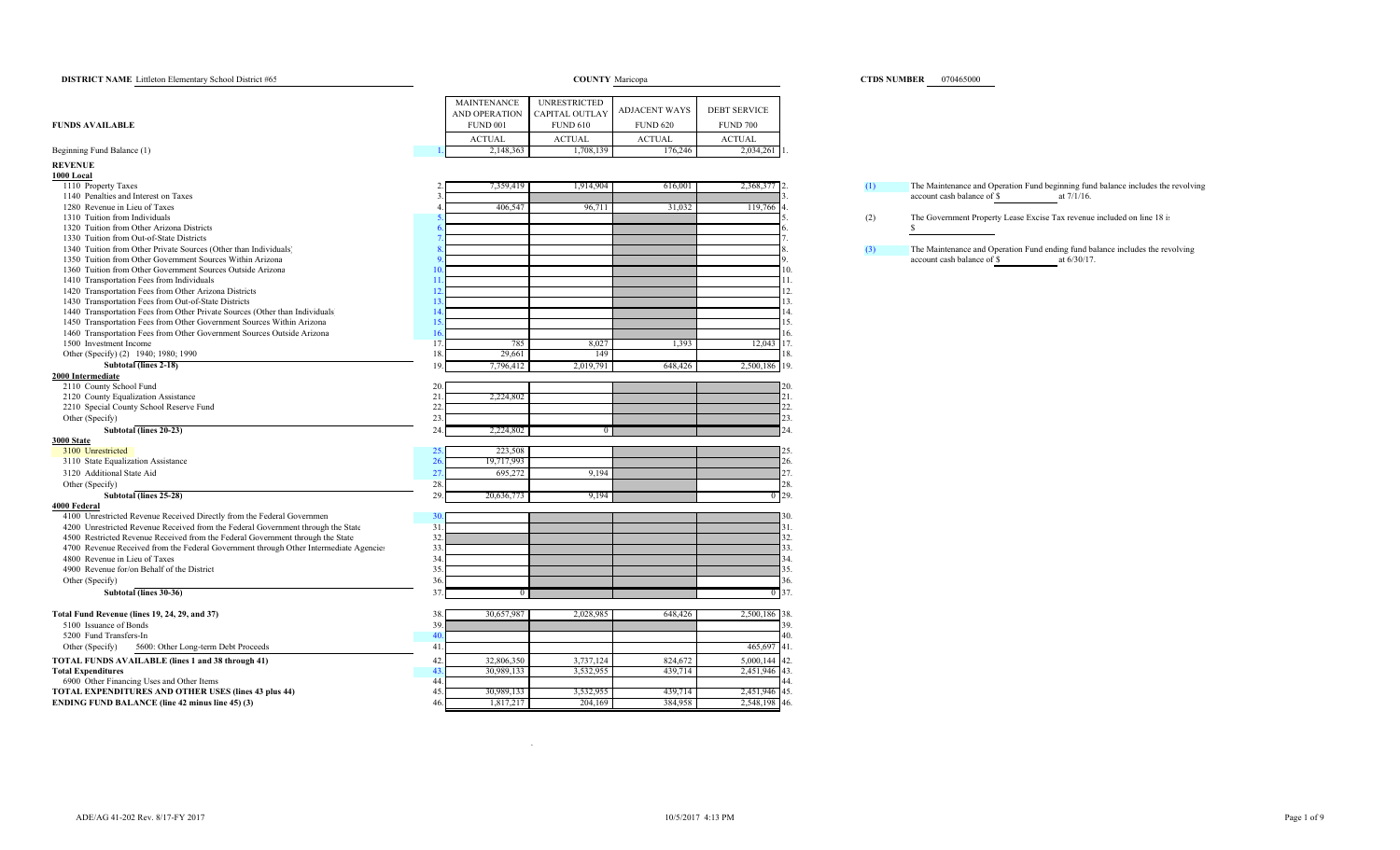**DISTRICT NAME** Littleton Elementary School District #65 **COUNTY** Maricopa **CTDS NUMBER** 070465000

| FUNDS AVAILABLE | | MAINTENANCE AND OPERATION FUND 001 | UNRESTRICTED CAPITAL OUTLAY FUND 610 | ADJACENT WAYS FUND 620 | DEBT SERVICE FUND 700 | |
|---|---|---|---|---|---|---|
| | | ACTUAL | ACTUAL | ACTUAL | ACTUAL | |
| Beginning Fund Balance (1) | 1. | 2,148,363 | 1,708,139 | 176,246 | 2,034,261 | 1. |
| **REVENUE** | | | | | | |
| **1000 Local** | | | | | | |
| 1110 Property Taxes | 2. | 7,359,419 | 1,914,904 | 616,001 | 2,368,377 | 2. |
| 1140 Penalties and Interest on Taxes | 3. | | | | | 3. |
| 1280 Revenue in Lieu of Taxes | 4. | 406,547 | 96,711 | 31,032 | 119,766 | 4. |
| 1310 Tuition from Individuals | 5. | | | | | 5. |
| 1320 Tuition from Other Arizona Districts | 6. | | | | | 6. |
| 1330 Tuition from Out-of-State Districts | 7. | | | | | 7. |
| 1340 Tuition from Other Private Sources (Other than Individuals) | 8. | | | | | 8. |
| 1350 Tuition from Other Government Sources Within Arizona | 9. | | | | | 9. |
| 1360 Tuition from Other Government Sources Outside Arizona | 10. | | | | | 10. |
| 1410 Transportation Fees from Individuals | 11. | | | | | 11. |
| 1420 Transportation Fees from Other Arizona Districts | 12. | | | | | 12. |
| 1430 Transportation Fees from Out-of-State Districts | 13. | | | | | 13. |
| 1440 Transportation Fees from Other Private Sources (Other than Individuals) | 14. | | | | | 14. |
| 1450 Transportation Fees from Other Government Sources Within Arizona | 15. | | | | | 15. |
| 1460 Transportation Fees from Other Government Sources Outside Arizona | 16. | | | | | 16. |
| 1500 Investment Income | 17. | 785 | 8,027 | 1,393 | 12,043 | 17. |
| Other (Specify) (2) 1940; 1980; 1990 | 18. | 29,661 | 149 | | | 18. |
| **Subtotal (lines 2-18)** | 19. | 7,796,412 | 2,019,791 | 648,426 | 2,500,186 | 19. |
| **2000 Intermediate** | | | | | | |
| 2110 County School Fund | 20. | | | | | 20. |
| 2120 County Equalization Assistance | 21. | 2,224,802 | | | | 21. |
| 2210 Special County School Reserve Fund | 22. | | | | | 22. |
| Other (Specify) | 23. | | | | | 23. |
| **Subtotal (lines 20-23)** | 24. | 2,224,802 | 0 | | | 24. |
| **3000 State** | | | | | | |
| 3100 Unrestricted | 25. | 223,508 | | | | 25. |
| 3110 State Equalization Assistance | 26. | 19,717,993 | | | | 26. |
| 3120 Additional State Aid | 27. | 695,272 | 9,194 | | | 27. |
| Other (Specify) | 28. | | | | | 28. |
| **Subtotal (lines 25-28)** | 29. | 20,636,773 | 9,194 | | 0 | 29. |
| **4000 Federal** | | | | | | |
| 4100 Unrestricted Revenue Received Directly from the Federal Government | 30. | | | | | 30. |
| 4200 Unrestricted Revenue Received from the Federal Government through the State | 31. | | | | | 31. |
| 4500 Restricted Revenue Received from the Federal Government through the State | 32. | | | | | 32. |
| 4700 Revenue Received from the Federal Government through Other Intermediate Agencies | 33. | | | | | 33. |
| 4800 Revenue in Lieu of Taxes | 34. | | | | | 34. |
| 4900 Revenue for/on Behalf of the District | 35. | | | | | 35. |
| Other (Specify) | 36. | | | | | 36. |
| **Subtotal (lines 30-36)** | 37. | 0 | | | 0 | 37. |
| **Total Fund Revenue (lines 19, 24, 29, and 37)** | 38. | 30,657,987 | 2,028,985 | 648,426 | 2,500,186 | 38. |
| 5100 Issuance of Bonds | 39. | | | | | 39. |
| 5200 Fund Transfers-In | 40. | | | | | 40. |
| Other (Specify) 5600: Other Long-term Debt Proceeds | 41. | | | | 465,697 | 41. |
| **TOTAL FUNDS AVAILABLE (lines 1 and 38 through 41)** | 42. | 32,806,350 | 3,737,124 | 824,672 | 5,000,144 | 42. |
| **Total Expenditures** | 43. | 30,989,133 | 3,532,955 | 439,714 | 2,451,946 | 43. |
| 6900 Other Financing Uses and Other Items | 44. | | | | | 44. |
| **TOTAL EXPENDITURES AND OTHER USES (lines 43 plus 44)** | 45. | 30,989,133 | 3,532,955 | 439,714 | 2,451,946 | 45. |
| **ENDING FUND BALANCE (line 42 minus line 45) (3)** | 46. | 1,817,217 | 204,169 | 384,958 | 2,548,198 | 46. |

(1) The Maintenance and Operation Fund beginning fund balance includes the revolving account cash balance of $ ________ at 7/1/16.

(2) The Government Property Lease Excise Tax revenue included on line 18 is $ ________

(3) The Maintenance and Operation Fund ending fund balance includes the revolving account cash balance of $ ________ at 6/30/17.

ADE/AG 41-202 Rev. 8/17-FY 2017 10/5/2017 4:13 PM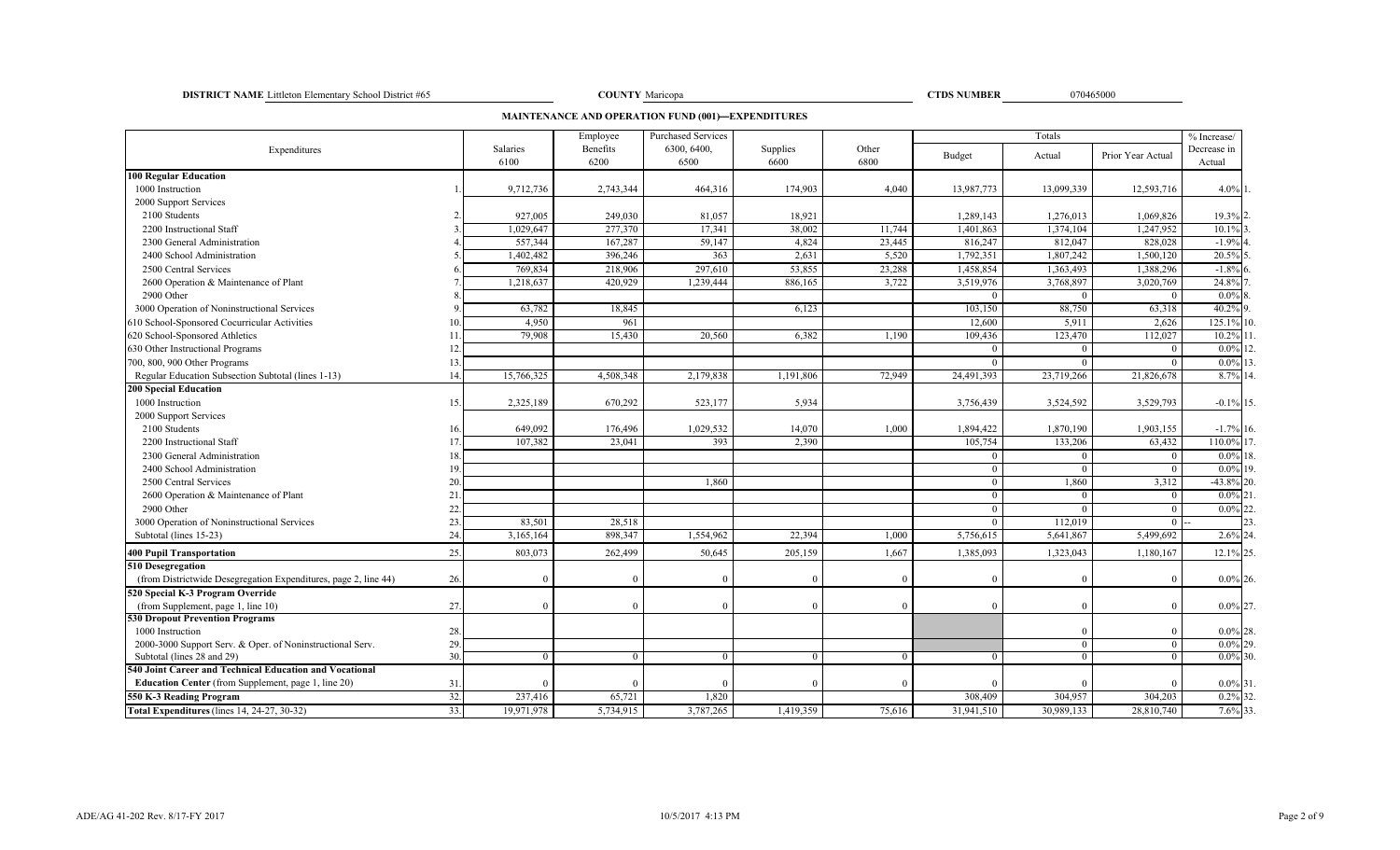**DISTRICT NAME** Littleton Elementary School District #65 **COUNTY** Maricopa **CTDS NUMBER** 070465000

## MAINTENANCE AND OPERATION FUND (001)—EXPENDITURES

| Expenditures | | Salaries 6100 | Employee Benefits 6200 | Purchased Services 6300, 6400, 6500 | Supplies 6600 | Other 6800 | Totals Budget | Totals Actual | Totals Prior Year Actual | % Increase/ Decrease in Actual | |
|---|---|---|---|---|---|---|---|---|---|---|---|
| **100 Regular Education** | | | | | | | | | | | |
| 1000 Instruction | 1. | 9,712,736 | 2,743,344 | 464,316 | 174,903 | 4,040 | 13,987,773 | 13,099,339 | 12,593,716 | 4.0% | 1. |
| 2000 Support Services | | | | | | | | | | | |
| 2100 Students | 2. | 927,005 | 249,030 | 81,057 | 18,921 | | 1,289,143 | 1,276,013 | 1,069,826 | 19.3% | 2. |
| 2200 Instructional Staff | 3. | 1,029,647 | 277,370 | 17,341 | 38,002 | 11,744 | 1,401,863 | 1,374,104 | 1,247,952 | 10.1% | 3. |
| 2300 General Administration | 4. | 557,344 | 167,287 | 59,147 | 4,824 | 23,445 | 816,247 | 812,047 | 828,028 | -1.9% | 4. |
| 2400 School Administration | 5. | 1,402,482 | 396,246 | 363 | 2,631 | 5,520 | 1,792,351 | 1,807,242 | 1,500,120 | 20.5% | 5. |
| 2500 Central Services | 6. | 769,834 | 218,906 | 297,610 | 53,855 | 23,288 | 1,458,854 | 1,363,493 | 1,388,296 | -1.8% | 6. |
| 2600 Operation & Maintenance of Plant | 7. | 1,218,637 | 420,929 | 1,239,444 | 886,165 | 3,722 | 3,519,976 | 3,768,897 | 3,020,769 | 24.8% | 7. |
| 2900 Other | 8. | | | | | | 0 | 0 | 0 | 0.0% | 8. |
| 3000 Operation of Noninstructional Services | 9. | 63,782 | 18,845 | | 6,123 | | 103,150 | 88,750 | 63,318 | 40.2% | 9. |
| 610 School-Sponsored Cocurricular Activities | 10. | 4,950 | 961 | | | | 12,600 | 5,911 | 2,626 | 125.1% | 10. |
| 620 School-Sponsored Athletics | 11. | 79,908 | 15,430 | 20,560 | 6,382 | 1,190 | 109,436 | 123,470 | 112,027 | 10.2% | 11. |
| 630 Other Instructional Programs | 12. | | | | | | 0 | 0 | 0 | 0.0% | 12. |
| 700, 800, 900 Other Programs | 13. | | | | | | 0 | 0 | 0 | 0.0% | 13. |
| Regular Education Subsection Subtotal (lines 1-13) | 14. | 15,766,325 | 4,508,348 | 2,179,838 | 1,191,806 | 72,949 | 24,491,393 | 23,719,266 | 21,826,678 | 8.7% | 14. |
| **200 Special Education** | | | | | | | | | | | |
| 1000 Instruction | 15. | 2,325,189 | 670,292 | 523,177 | 5,934 | | 3,756,439 | 3,524,592 | 3,529,793 | -0.1% | 15. |
| 2000 Support Services | | | | | | | | | | | |
| 2100 Students | 16. | 649,092 | 176,496 | 1,029,532 | 14,070 | 1,000 | 1,894,422 | 1,870,190 | 1,903,155 | -1.7% | 16. |
| 2200 Instructional Staff | 17. | 107,382 | 23,041 | 393 | 2,390 | | 105,754 | 133,206 | 63,432 | 110.0% | 17. |
| 2300 General Administration | 18. | | | | | | 0 | 0 | 0 | 0.0% | 18. |
| 2400 School Administration | 19. | | | | | | 0 | 0 | 0 | 0.0% | 19. |
| 2500 Central Services | 20. | | | 1,860 | | | 0 | 1,860 | 3,312 | -43.8% | 20. |
| 2600 Operation & Maintenance of Plant | 21. | | | | | | 0 | 0 | 0 | 0.0% | 21. |
| 2900 Other | 22. | | | | | | 0 | 0 | 0 | 0.0% | 22. |
| 3000 Operation of Noninstructional Services | 23. | 83,501 | 28,518 | | | | 0 | 112,019 | 0 | -- | 23. |
| Subtotal (lines 15-23) | 24. | 3,165,164 | 898,347 | 1,554,962 | 22,394 | 1,000 | 5,756,615 | 5,641,867 | 5,499,692 | 2.6% | 24. |
| **400 Pupil Transportation** | 25. | 803,073 | 262,499 | 50,645 | 205,159 | 1,667 | 1,385,093 | 1,323,043 | 1,180,167 | 12.1% | 25. |
| **510 Desegregation** | | | | | | | | | | | |
| (from Districtwide Desegregation Expenditures, page 2, line 44) | 26. | 0 | 0 | 0 | 0 | 0 | 0 | 0 | 0 | 0.0% | 26. |
| **520 Special K-3 Program Override** | | | | | | | | | | | |
| (from Supplement, page 1, line 10) | 27. | 0 | 0 | 0 | 0 | 0 | 0 | 0 | 0 | 0.0% | 27. |
| **530 Dropout Prevention Programs** | | | | | | | | | | | |
| 1000 Instruction | 28. | | | | | | | 0 | 0 | 0.0% | 28. |
| 2000-3000 Support Serv. & Oper. of Noninstructional Serv. | 29. | | | | | | | 0 | 0 | 0.0% | 29. |
| Subtotal (lines 28 and 29) | 30. | 0 | 0 | 0 | 0 | 0 | 0 | 0 | 0 | 0.0% | 30. |
| **540 Joint Career and Technical Education and Vocational Education Center** (from Supplement, page 1, line 20) | 31. | 0 | 0 | 0 | 0 | 0 | 0 | 0 | 0 | 0.0% | 31. |
| **550 K-3 Reading Program** | 32. | 237,416 | 65,721 | 1,820 | | | 308,409 | 304,957 | 304,203 | 0.2% | 32. |
| **Total Expenditures** (lines 14, 24-27, 30-32) | 33. | 19,971,978 | 5,734,915 | 3,787,265 | 1,419,359 | 75,616 | 31,941,510 | 30,989,133 | 28,810,740 | 7.6% | 33. |

ADE/AG 41-202 Rev. 8/17-FY 2017 10/5/2017 4:13 PM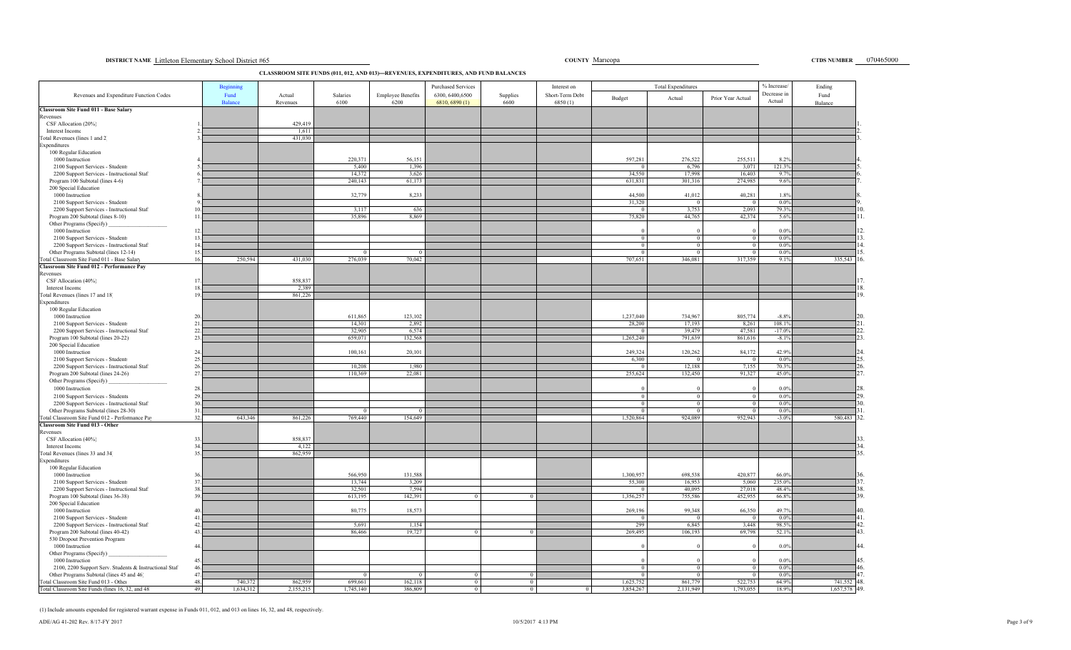**DISTRICT NAME** Littleton Elementary School District #65 **COUNTY** Maricopa **CTDS NUMBER** 070465000

**CLASSROOM SITE FUNDS (011, 012, AND 013)—REVENUES, EXPENDITURES, AND FUND BALANCES**

| Revenues and Expenditure Function Codes | | Beginning Fund Balance | Actual Revenues | Salaries 6100 | Employee Benefits 6200 | Purchased Services 6300, 6400,6500 6810, 6890 (1) | Supplies 6600 | Interest on Short-Term Debt 6850 (1) | Total Expenditures Budget | Total Expenditures Actual | Total Expenditures Prior Year Actual | % Increase/ Decrease in Actual | Ending Fund Balance | |
|---|---|---|---|---|---|---|---|---|---|---|---|---|---|---|
| **Classroom Site Fund 011 - Base Salary** | | | | | | | | | | | | | | |
| Revenues | | | | | | | | | | | | | | |
| CSF Allocation (20%) | 1. | | 429,419 | | | | | | | | | | | 1. |
| Interest Income | 2. | | 1,611 | | | | | | | | | | | 2. |
| Total Revenues (lines 1 and 2) | 3. | | 431,030 | | | | | | | | | | | 3. |
| Expenditures | | | | | | | | | | | | | | |
| 100 Regular Education | | | | | | | | | | | | | | |
| 1000 Instruction | 4. | | | 220,371 | 56,151 | | | | 597,281 | 276,522 | 255,511 | 8.2% | | 4. |
| 2100 Support Services - Students | 5. | | | 5,400 | 1,396 | | | | 0 | 6,796 | 3,071 | 121.3% | | 5. |
| 2200 Support Services - Instructional Staff | 6. | | | 14,372 | 3,626 | | | | 34,550 | 17,998 | 16,403 | 9.7% | | 6. |
| Program 100 Subtotal (lines 4-6) | 7. | | | 240,143 | 61,173 | | | | 631,831 | 301,316 | 274,985 | 9.6% | | 7. |
| 200 Special Education | | | | | | | | | | | | | | |
| 1000 Instruction | 8. | | | 32,779 | 8,233 | | | | 44,500 | 41,012 | 40,281 | 1.8% | | 8. |
| 2100 Support Services - Students | 9. | | | | | | | | 31,320 | 0 | 0 | 0.0% | | 9. |
| 2200 Support Services - Instructional Staff | 10. | | | 3,117 | 636 | | | | 0 | 3,753 | 2,093 | 79.3% | | 10. |
| Program 200 Subtotal (lines 8-10) | 11. | | | 35,896 | 8,869 | | | | 75,820 | 44,765 | 42,374 | 5.6% | | 11. |
| Other Programs (Specify) ___ | | | | | | | | | | | | | | |
| 1000 Instruction | 12. | | | | | | | | 0 | 0 | 0 | 0.0% | | 12. |
| 2100 Support Services - Students | 13. | | | | | | | | 0 | 0 | 0 | 0.0% | | 13. |
| 2200 Support Services - Instructional Staff | 14. | | | | | | | | 0 | 0 | 0 | 0.0% | | 14. |
| Other Programs Subtotal (lines 12-14) | 15. | | | 0 | 0 | | | | 0 | 0 | 0 | 0.0% | | 15. |
| Total Classroom Site Fund 011 - Base Salary | 16. | 250,594 | 431,030 | 276,039 | 70,042 | | | | 707,651 | 346,081 | 317,359 | 9.1% | 335,543 | 16. |
| **Classroom Site Fund 012 - Performance Pay** | | | | | | | | | | | | | | |
| Revenues | | | | | | | | | | | | | | |
| CSF Allocation (40%) | 17. | | 858,837 | | | | | | | | | | | 17. |
| Interest Income | 18. | | 2,389 | | | | | | | | | | | 18. |
| Total Revenues (lines 17 and 18) | 19. | | 861,226 | | | | | | | | | | | 19. |
| Expenditures | | | | | | | | | | | | | | |
| 100 Regular Education | | | | | | | | | | | | | | |
| 1000 Instruction | 20. | | | 611,865 | 123,102 | | | | 1,237,040 | 734,967 | 805,774 | -8.8% | | 20. |
| 2100 Support Services - Students | 21. | | | 14,301 | 2,892 | | | | 28,200 | 17,193 | 8,261 | 108.1% | | 21. |
| 2200 Support Services - Instructional Staff | 22. | | | 32,905 | 6,574 | | | | 0 | 39,479 | 47,581 | -17.0% | | 22. |
| Program 100 Subtotal (lines 20-22) | 23. | | | 659,071 | 132,568 | | | | 1,265,240 | 791,639 | 861,616 | -8.1% | | 23. |
| 200 Special Education | | | | | | | | | | | | | | |
| 1000 Instruction | 24. | | | 100,161 | 20,101 | | | | 249,324 | 120,262 | 84,172 | 42.9% | | 24. |
| 2100 Support Services - Students | 25. | | | | | | | | 6,300 | 0 | 0 | 0.0% | | 25. |
| 2200 Support Services - Instructional Staff | 26. | | | 10,208 | 1,980 | | | | 0 | 12,188 | 7,155 | 70.3% | | 26. |
| Program 200 Subtotal (lines 24-26) | 27. | | | 110,369 | 22,081 | | | | 255,624 | 132,450 | 91,327 | 45.0% | | 27. |
| Other Programs (Specify) ___ | | | | | | | | | | | | | | |
| 1000 Instruction | 28. | | | | | | | | 0 | 0 | 0 | 0.0% | | 28. |
| 2100 Support Services - Students | 29. | | | | | | | | 0 | 0 | 0 | 0.0% | | 29. |
| 2200 Support Services - Instructional Staff | 30. | | | | | | | | 0 | 0 | 0 | 0.0% | | 30. |
| Other Programs Subtotal (lines 28-30) | 31. | | | 0 | 0 | | | | 0 | 0 | 0 | 0.0% | | 31. |
| Total Classroom Site Fund 012 - Performance Pay | 32. | 643,346 | 861,226 | 769,440 | 154,649 | | | | 1,520,864 | 924,089 | 952,943 | -3.0% | 580,483 | 32. |
| **Classroom Site Fund 013 - Other** | | | | | | | | | | | | | | |
| Revenues | | | | | | | | | | | | | | |
| CSF Allocation (40%) | 33. | | 858,837 | | | | | | | | | | | 33. |
| Interest Income | 34. | | 4,122 | | | | | | | | | | | 34. |
| Total Revenues (lines 33 and 34) | 35. | | 862,959 | | | | | | | | | | | 35. |
| Expenditures | | | | | | | | | | | | | | |
| 100 Regular Education | | | | | | | | | | | | | | |
| 1000 Instruction | 36. | | | 566,950 | 131,588 | | | | 1,300,957 | 698,538 | 420,877 | 66.0% | | 36. |
| 2100 Support Services - Students | 37. | | | 13,744 | 3,209 | | | | 55,300 | 16,953 | 5,060 | 235.0% | | 37. |
| 2200 Support Services - Instructional Staff | 38. | | | 32,501 | 7,594 | | | | 0 | 40,095 | 27,018 | 48.4% | | 38. |
| Program 100 Subtotal (lines 36-38) | 39. | | | 613,195 | 142,391 | 0 | 0 | | 1,356,257 | 755,586 | 452,955 | 66.8% | | 39. |
| 200 Special Education | | | | | | | | | | | | | | |
| 1000 Instruction | 40. | | | 80,775 | 18,573 | | | | 269,196 | 99,348 | 66,350 | 49.7% | | 40. |
| 2100 Support Services - Students | 41. | | | | | | | | 0 | 0 | 0 | 0.0% | | 41. |
| 2200 Support Services - Instructional Staff | 42. | | | 5,691 | 1,154 | | | | 299 | 6,845 | 3,448 | 98.5% | | 42. |
| Program 200 Subtotal (lines 40-42) | 43. | | | 86,466 | 19,727 | 0 | 0 | | 269,495 | 106,193 | 69,798 | 52.1% | | 43. |
| 530 Dropout Prevention Programs | | | | | | | | | | | | | | |
| 1000 Instruction | 44. | | | | | | | | 0 | 0 | 0 | 0.0% | | 44. |
| Other Programs (Specify) ___ | | | | | | | | | | | | | | |
| 1000 Instruction | 45. | | | | | | | | 0 | 0 | 0 | 0.0% | | 45. |
| 2100, 2200 Support Serv. Students & Instructional Staff | 46. | | | | | | | | 0 | 0 | 0 | 0.0% | | 46. |
| Other Programs Subtotal (lines 45 and 46) | 47. | | | 0 | 0 | 0 | 0 | | 0 | 0 | 0 | 0.0% | | 47. |
| Total Classroom Site Fund 013 - Other | 48. | 740,372 | 862,959 | 699,661 | 162,118 | 0 | 0 | | 1,625,752 | 861,779 | 522,753 | 64.9% | 741,552 | 48. |
| Total Classroom Site Funds (lines 16, 32, and 48) | 49. | 1,634,312 | 2,155,215 | 1,745,140 | 386,809 | 0 | 0 | 0 | 3,854,267 | 2,131,949 | 1,793,055 | 18.9% | 1,657,578 | 49. |

(1) Include amounts expended for registered warrant expense in Funds 011, 012, and 013 on lines 16, 32, and 48, respectively.

ADE/AG 41-202 Rev. 8/17-FY 2017 10/5/2017 4:13 PM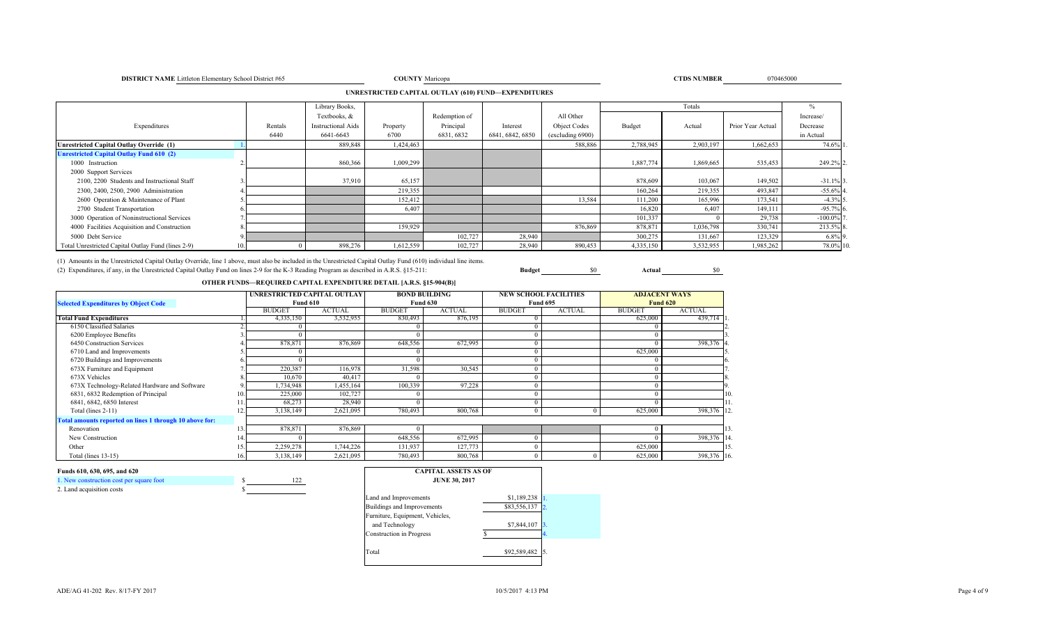**DISTRICT NAME** Littleton Elementary School District #65 **COUNTY** Maricopa **CTDS NUMBER** 070465000

## UNRESTRICTED CAPITAL OUTLAY (610) FUND—EXPENDITURES

| Expenditures | | Rentals 6440 | Library Books, Textbooks, & Instructional Aids 6641-6643 | Property 6700 | Redemption of Principal 6831, 6832 | Interest 6841, 6842, 6850 | All Other Object Codes (excluding 6900) | Totals Budget | Totals Actual | Totals Prior Year Actual | % Increase/ Decrease in Actual | |
|---|---|---|---|---|---|---|---|---|---|---|---|---|
| **Unrestricted Capital Outlay Override (1)** | 1. | | 889,848 | 1,424,463 | | | 588,886 | 2,788,945 | 2,903,197 | 1,662,653 | 74.6% | 1. |
| **Unrestricted Capital Outlay Fund 610 (2)** | | | | | | | | | | | | |
| 1000 Instruction | 2. | | 860,366 | 1,009,299 | | | | 1,887,774 | 1,869,665 | 535,453 | 249.2% | 2. |
| 2000 Support Services | | | | | | | | | | | | |
| 2100, 2200 Students and Instructional Staff | 3. | | 37,910 | 65,157 | | | | 878,609 | 103,067 | 149,502 | -31.1% | 3. |
| 2300, 2400, 2500, 2900 Administration | 4. | | | 219,355 | | | | 160,264 | 219,355 | 493,847 | -55.6% | 4. |
| 2600 Operation & Maintenance of Plant | 5. | | | 152,412 | | | 13,584 | 111,200 | 165,996 | 173,541 | -4.3% | 5. |
| 2700 Student Transportation | 6. | | | 6,407 | | | | 16,820 | 6,407 | 149,111 | -95.7% | 6. |
| 3000 Operation of Noninstructional Services | 7. | | | | | | | 101,337 | 0 | 29,738 | -100.0% | 7. |
| 4000 Facilities Acquisition and Construction | 8. | | | 159,929 | | | 876,869 | 878,871 | 1,036,798 | 330,741 | 213.5% | 8. |
| 5000 Debt Service | 9. | | | | 102,727 | 28,940 | | 300,275 | 131,667 | 123,329 | 6.8% | 9. |
| Total Unrestricted Capital Outlay Fund (lines 2-9) | 10. | 0 | 898,276 | 1,612,559 | 102,727 | 28,940 | 890,453 | 4,335,150 | 3,532,955 | 1,985,262 | 78.0% | 10. |

(1) Amounts in the Unrestricted Capital Outlay Override, line 1 above, must also be included in the Unrestricted Capital Outlay Fund (610) individual line items.

(2) Expenditures, if any, in the Unrestricted Capital Outlay Fund on lines 2-9 for the K-3 Reading Program as described in A.R.S. §15-211: **Budget** $0 **Actual** $0

## OTHER FUNDS—REQUIRED CAPITAL EXPENDITURE DETAIL [A.R.S. §15-904(B)]

| Selected Expenditures by Object Code | | UNRESTRICTED CAPITAL OUTLAY Fund 610 BUDGET | ACTUAL | BOND BUILDING Fund 630 BUDGET | ACTUAL | NEW SCHOOL FACILITIES Fund 695 BUDGET | ACTUAL | ADJACENT WAYS Fund 620 BUDGET | ACTUAL | |
|---|---|---|---|---|---|---|---|---|---|---|
| **Total Fund Expenditures** | 1. | 4,335,150 | 3,532,955 | 830,493 | 876,195 | 0 | | 625,000 | 439,714 | 1. |
| 6150 Classified Salaries | 2. | 0 | | 0 | | 0 | | 0 | | 2. |
| 6200 Employee Benefits | 3. | 0 | | 0 | | 0 | | 0 | | 3. |
| 6450 Construction Services | 4. | 878,871 | 876,869 | 648,556 | 672,995 | 0 | | 0 | 398,376 | 4. |
| 6710 Land and Improvements | 5. | 0 | | 0 | | 0 | | 625,000 | | 5. |
| 6720 Buildings and Improvements | 6. | 0 | | 0 | | 0 | | 0 | | 6. |
| 673X Furniture and Equipment | 7. | 220,387 | 116,978 | 31,598 | 30,545 | 0 | | 0 | | 7. |
| 673X Vehicles | 8. | 10,670 | 40,417 | 0 | | 0 | | 0 | | 8. |
| 673X Technology-Related Hardware and Software | 9. | 1,734,948 | 1,455,164 | 100,339 | 97,228 | 0 | | 0 | | 9. |
| 6831, 6832 Redemption of Principal | 10. | 225,000 | 102,727 | 0 | | 0 | | 0 | | 10. |
| 6841, 6842, 6850 Interest | 11. | 68,273 | 28,940 | 0 | | 0 | | 0 | | 11. |
| Total (lines 2-11) | 12. | 3,138,149 | 2,621,095 | 780,493 | 800,768 | 0 | 0 | 625,000 | 398,376 | 12. |
| **Total amounts reported on lines 1 through 10 above for:** | | | | | | | | | | |
| Renovation | 13. | 878,871 | 876,869 | 0 | | | | 0 | | 13. |
| New Construction | 14. | 0 | | 648,556 | 672,995 | 0 | | 0 | 398,376 | 14. |
| Other | 15. | 2,259,278 | 1,744,226 | 131,937 | 127,773 | 0 | | 625,000 | | 15. |
| Total (lines 13-15) | 16. | 3,138,149 | 2,621,095 | 780,493 | 800,768 | 0 | 0 | 625,000 | 398,376 | 16. |

**Funds 610, 630, 695, and 620**

1. New construction cost per square foot $ 122
2. Land acquisition costs $

| CAPITAL ASSETS AS OF JUNE 30, 2017 | | |
|---|---|---|
| Land and Improvements | $1,189,238 | 1. |
| Buildings and Improvements | $83,556,137 | 2. |
| Furniture, Equipment, Vehicles, and Technology | $7,844,107 | 3. |
| Construction in Progress | $ | 4. |
| Total | $92,589,482 | 5. |

ADE/AG 41-202 Rev. 8/17-FY 2017 10/5/2017 4:13 PM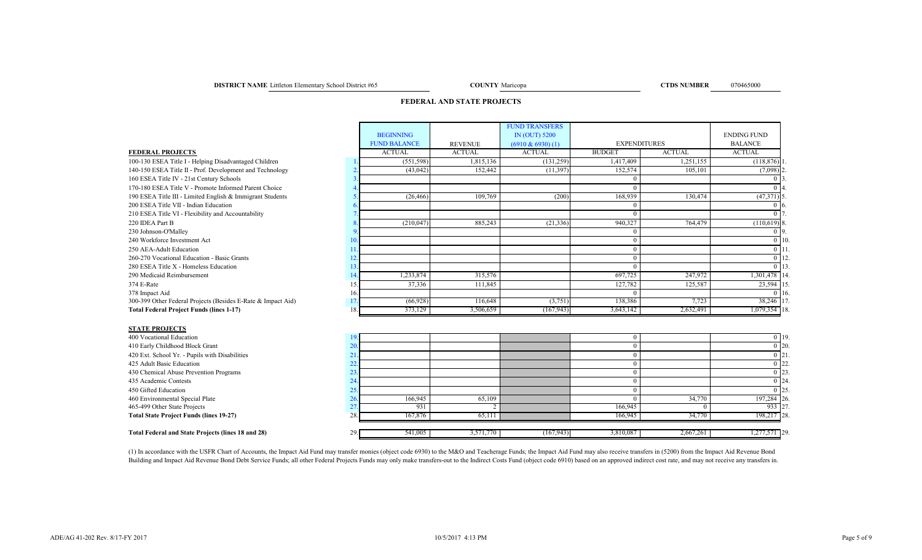**DISTRICT NAME** Littleton Elementary School District #65 **COUNTY** Maricopa **CTDS NUMBER** 070465000

## FEDERAL AND STATE PROJECTS

| | | BEGINNING FUND BALANCE | REVENUE | FUND TRANSFERS IN (OUT) 5200 (6910 & 6930) (1) | EXPENDITURES | | ENDING FUND BALANCE | |
|---|---|---|---|---|---|---|---|---|
| **FEDERAL PROJECTS** | | ACTUAL | ACTUAL | ACTUAL | BUDGET | ACTUAL | ACTUAL | |
| 100-130 ESEA Title I - Helping Disadvantaged Children | 1. | (551,598) | 1,815,136 | (131,259) | 1,417,409 | 1,251,155 | (118,876) | 1. |
| 140-150 ESEA Title II - Prof. Development and Technology | 2. | (43,042) | 152,442 | (11,397) | 152,574 | 105,101 | (7,098) | 2. |
| 160 ESEA Title IV - 21st Century Schools | 3. | | | | 0 | | 0 | 3. |
| 170-180 ESEA Title V - Promote Informed Parent Choice | 4. | | | | 0 | | 0 | 4. |
| 190 ESEA Title III - Limited English & Immigrant Students | 5. | (26,466) | 109,769 | (200) | 168,939 | 130,474 | (47,371) | 5. |
| 200 ESEA Title VII - Indian Education | 6. | | | | 0 | | 0 | 6. |
| 210 ESEA Title VI - Flexibility and Accountability | 7. | | | | 0 | | 0 | 7. |
| 220 IDEA Part B | 8. | (210,047) | 885,243 | (21,336) | 940,327 | 764,479 | (110,619) | 8. |
| 230 Johnson-O'Malley | 9. | | | | 0 | | 0 | 9. |
| 240 Workforce Investment Act | 10. | | | | 0 | | 0 | 10. |
| 250 AEA-Adult Education | 11. | | | | 0 | | 0 | 11. |
| 260-270 Vocational Education - Basic Grants | 12. | | | | 0 | | 0 | 12. |
| 280 ESEA Title X - Homeless Education | 13. | | | | 0 | | 0 | 13. |
| 290 Medicaid Reimbursement | 14. | 1,233,874 | 315,576 | | 697,725 | 247,972 | 1,301,478 | 14. |
| 374 E-Rate | 15. | 37,336 | 111,845 | | 127,782 | 125,587 | 23,594 | 15. |
| 378 Impact Aid | 16. | | | | 0 | | 0 | 16. |
| 300-399 Other Federal Projects (Besides E-Rate & Impact Aid) | 17. | (66,928) | 116,648 | (3,751) | 138,386 | 7,723 | 38,246 | 17. |
| **Total Federal Project Funds (lines 1-17)** | 18. | 373,129 | 3,506,659 | (167,943) | 3,643,142 | 2,632,491 | 1,079,354 | 18. |
| **STATE PROJECTS** | | | | | | | | |
| 400 Vocational Education | 19. | | | | 0 | | 0 | 19. |
| 410 Early Childhood Block Grant | 20. | | | | 0 | | 0 | 20. |
| 420 Ext. School Yr. - Pupils with Disabilities | 21. | | | | 0 | | 0 | 21. |
| 425 Adult Basic Education | 22. | | | | 0 | | 0 | 22. |
| 430 Chemical Abuse Prevention Programs | 23. | | | | 0 | | 0 | 23. |
| 435 Academic Contests | 24. | | | | 0 | | 0 | 24. |
| 450 Gifted Education | 25. | | | | 0 | | 0 | 25. |
| 460 Environmental Special Plate | 26. | 166,945 | 65,109 | | 0 | 34,770 | 197,284 | 26. |
| 465-499 Other State Projects | 27. | 931 | 2 | | 166,945 | 0 | 933 | 27. |
| **Total State Project Funds (lines 19-27)** | 28. | 167,876 | 65,111 | | 166,945 | 34,770 | 198,217 | 28. |
| **Total Federal and State Projects (lines 18 and 28)** | 29. | 541,005 | 3,571,770 | (167,943) | 3,810,087 | 2,667,261 | 1,277,571 | 29. |

(1) In accordance with the USFR Chart of Accounts, the Impact Aid Fund may transfer monies (object code 6930) to the M&O and Teacherage Funds; the Impact Aid Fund may also receive transfers in (5200) from the Impact Aid Revenue Bond Building and Impact Aid Revenue Bond Debt Service Funds; all other Federal Projects Funds may only make transfers-out to the Indirect Costs Fund (object code 6910) based on an approved indirect cost rate, and may not receive any transfers in.

ADE/AG 41-202 Rev. 8/17-FY 2017 10/5/2017 4:13 PM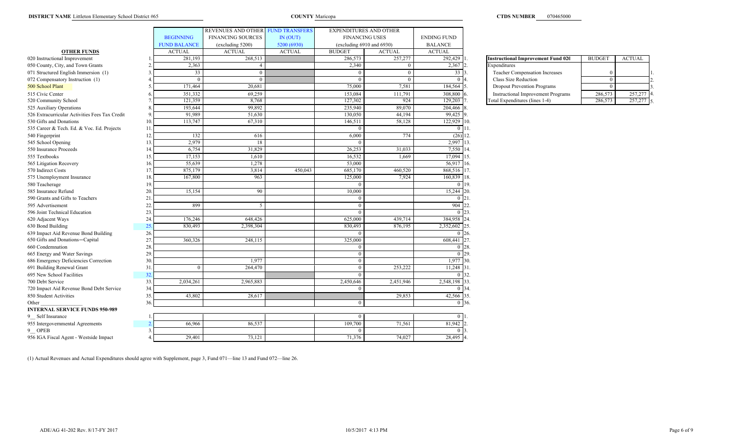**DISTRICT NAME** Littleton Elementary School District #65 **COUNTY** Maricopa **CTDS NUMBER** 070465000

| OTHER FUNDS | | BEGINNING FUND BALANCE | REVENUES AND OTHER FINANCING SOURCES (excluding 5200) | FUND TRANSFERS IN (OUT) 5200 (6930) | EXPENDITURES AND OTHER FINANCING USES (excluding 6910 and 6930) | | ENDING FUND BALANCE | |
|---|---|---|---|---|---|---|---|---|
| | | ACTUAL | ACTUAL | ACTUAL | BUDGET | ACTUAL | ACTUAL | |
| 020 Instructional Improvement | 1. | 281,193 | 268,513 | | 286,573 | 257,277 | 292,429 | 1. |
| 050 County, City, and Town Grants | 2. | 2,363 | 4 | | 2,340 | 0 | 2,367 | 2. |
| 071 Structured English Immersion (1) | 3. | 33 | 0 | | 0 | 0 | 33 | 3. |
| 072 Compensatory Instruction (1) | 4. | 0 | 0 | | 0 | 0 | 0 | 4. |
| 500 School Plant | 5. | 171,464 | 20,681 | | 75,000 | 7,581 | 184,564 | 5. |
| 515 Civic Center | 6. | 351,332 | 69,259 | | 153,084 | 111,791 | 308,800 | 6. |
| 520 Community School | 7. | 121,359 | 8,768 | | 127,302 | 924 | 129,203 | 7. |
| 525 Auxiliary Operations | 8. | 193,644 | 99,892 | | 235,940 | 89,070 | 204,466 | 8. |
| 526 Extracurricular Activities Fees Tax Credit | 9. | 91,989 | 51,630 | | 130,050 | 44,194 | 99,425 | 9. |
| 530 Gifts and Donations | 10. | 113,747 | 67,310 | | 146,511 | 58,128 | 122,929 | 10. |
| 535 Career & Tech. Ed. & Voc. Ed. Projects | 11. | | | | 0 | | 0 | 11. |
| 540 Fingerprint | 12. | 132 | 616 | | 6,000 | 774 | (26) | 12. |
| 545 School Opening | 13. | 2,979 | 18 | | 0 | | 2,997 | 13. |
| 550 Insurance Proceeds | 14. | 6,754 | 31,829 | | 26,253 | 31,033 | 7,550 | 14. |
| 555 Textbooks | 15. | 17,153 | 1,610 | | 16,532 | 1,669 | 17,094 | 15. |
| 565 Litigation Recovery | 16. | 55,639 | 1,278 | | 53,000 | | 56,917 | 16. |
| 570 Indirect Costs | 17. | 875,179 | 3,814 | 450,043 | 685,170 | 460,520 | 868,516 | 17. |
| 575 Unemployment Insurance | 18. | 167,800 | 963 | | 125,000 | 7,924 | 160,839 | 18. |
| 580 Teacherage | 19. | | | | 0 | | 0 | 19. |
| 585 Insurance Refund | 20. | 15,154 | 90 | | 10,000 | | 15,244 | 20. |
| 590 Grants and Gifts to Teachers | 21. | | | | 0 | | 0 | 21. |
| 595 Advertisement | 22. | 899 | 5 | | 0 | | 904 | 22. |
| 596 Joint Technical Education | 23. | | | | 0 | | 0 | 23. |
| 620 Adjacent Ways | 24. | 176,246 | 648,426 | | 625,000 | 439,714 | 384,958 | 24. |
| 630 Bond Building | 25. | 830,493 | 2,398,304 | | 830,493 | 876,195 | 2,352,602 | 25. |
| 639 Impact Aid Revenue Bond Building | 26. | | | | 0 | | 0 | 26. |
| 650 Gifts and Donations—Capital | 27. | 360,326 | 248,115 | | 325,000 | | 608,441 | 27. |
| 660 Condemnation | 28. | | | | 0 | | 0 | 28. |
| 665 Energy and Water Savings | 29. | | | | 0 | | 0 | 29. |
| 686 Emergency Deficiencies Correction | 30. | | 1,977 | | 0 | | 1,977 | 30. |
| 691 Building Renewal Grant | 31. | 0 | 264,470 | | 0 | 253,222 | 11,248 | 31. |
| 695 New School Facilities | 32. | | | | 0 | | 0 | 32. |
| 700 Debt Service | 33. | 2,034,261 | 2,965,883 | | 2,450,646 | 2,451,946 | 2,548,198 | 33. |
| 720 Impact Aid Revenue Bond Debt Service | 34. | | | | 0 | | 0 | 34. |
| 850 Student Activities | 35. | 43,802 | 28,617 | | | 29,853 | 42,566 | 35. |
| Other ________________ | 36. | | | | 0 | | 0 | 36. |
| **INTERNAL SERVICE FUNDS 950-989** | | | | | | | | |
| 9__ Self Insurance | 1. | | | | 0 | | 0 | 1. |
| 955 Intergovernmental Agreements | 2. | 66,966 | 86,537 | | 109,700 | 71,561 | 81,942 | 2. |
| 9__ OPEB | 3. | | | | 0 | | 0 | 3. |
| 956 IGA Fiscal Agent - Westside Impact | 4. | 29,401 | 73,121 | | 71,376 | 74,027 | 28,495 | 4. |

| Instructional Improvement Fund 020 | BUDGET | ACTUAL | |
|---|---|---|---|
| Expenditures | | | |
| Teacher Compensation Increases | 0 | | 1. |
| Class Size Reduction | 0 | | 2. |
| Dropout Prevention Programs | 0 | | 3. |
| Instructional Improvement Programs | 286,573 | 257,277 | 4. |
| Total Expenditures (lines 1-4) | 286,573 | 257,277 | 5. |

(1) Actual Revenues and Actual Expenditures should agree with Supplement, page 3, Fund 071—line 13 and Fund 072—line 26.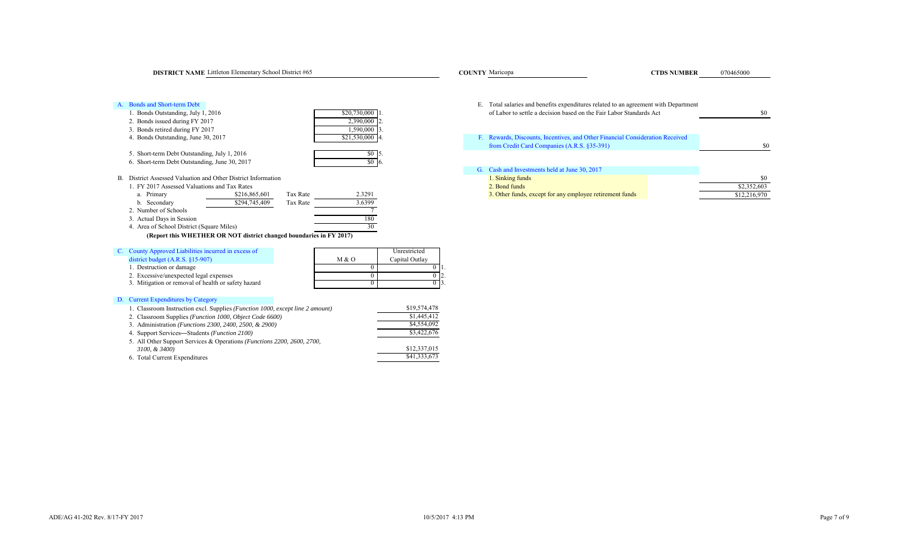**DISTRICT NAME** Littleton Elementary School District #65 **COUNTY** Maricopa **CTDS NUMBER** 070465000

### A. Bonds and Short-term Debt

| | | |
|---|---|---|
| 1. Bonds Outstanding, July 1, 2016 | $20,730,000 | 1. |
| 2. Bonds issued during FY 2017 | 2,390,000 | 2. |
| 3. Bonds retired during FY 2017 | 1,590,000 | 3. |
| 4. Bonds Outstanding, June 30, 2017 | $21,530,000 | 4. |
| 5. Short-term Debt Outstanding, July 1, 2016 | $0 | 5. |
| 6. Short-term Debt Outstanding, June 30, 2017 | $0 | 6. |

### B. District Assessed Valuation and Other District Information

1. FY 2017 Assessed Valuations and Tax Rates

| | Valuation | | Tax Rate |
|---|---|---|---|
| a. Primary | $216,865,601 | Tax Rate | 2.3291 |
| b. Secondary | $294,745,409 | Tax Rate | 3.6399 |

| | |
|---|---|
| 2. Number of Schools | 7 |
| 3. Actual Days in Session | 180 |
| 4. Area of School District (Square Miles) | 30 |

**(Report this WHETHER OR NOT district changed boundaries in FY 2017)**

### C. County Approved Liabilities incurred in excess of district budget (A.R.S. §15-907)

| | M & O | Unrestricted Capital Outlay | |
|---|---|---|---|
| 1. Destruction or damage | 0 | 0 | 1. |
| 2. Excessive/unexpected legal expenses | 0 | 0 | 2. |
| 3. Mitigation or removal of health or safety hazard | 0 | 0 | 3. |

### D. Current Expenditures by Category

| | |
|---|---|
| 1. Classroom Instruction excl. Supplies *(Function 1000, except line 2 amount)* | $19,574,478 |
| 2. Classroom Supplies *(Function 1000, Object Code 6600)* | $1,445,412 |
| 3. Administration *(Functions 2300, 2400, 2500, & 2900)* | $4,554,092 |
| 4. Support Services—Students *(Function 2100)* | $3,422,676 |
| 5. All Other Support Services & Operations *(Functions 2200, 2600, 2700, 3100, & 3400)* | $12,337,015 |
| 6. Total Current Expenditures | $41,333,673 |

### E. Total salaries and benefits expenditures related to an agreement with Department of Labor to settle a decision based on the Fair Labor Standards Act

$0

### F. Rewards, Discounts, Incentives, and Other Financial Consideration Received from Credit Card Companies (A.R.S. §35-391)

$0

### G. Cash and Investments held at June 30, 2017

| | |
|---|---|
| 1. Sinking funds | $0 |
| 2. Bond funds | $2,352,603 |
| 3. Other funds, except for any employee retirement funds | $12,216,970 |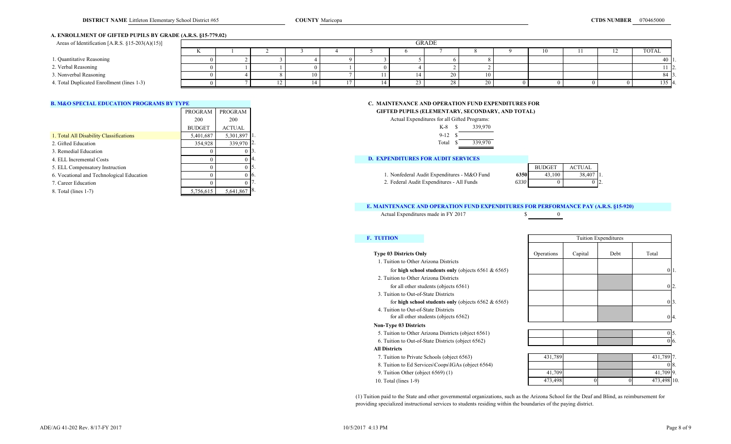**DISTRICT NAME** Littleton Elementary School District #65 **COUNTY** Maricopa **CTDS NUMBER** 070465000

## A. ENROLLMENT OF GIFTED PUPILS BY GRADE (A.R.S. §15-779.02)

| Areas of Identification [A.R.S. §15-203(A)(15)] | K | 1 | 2 | 3 | 4 | 5 | 6 | 7 | 8 | 9 | 10 | 11 | 12 | TOTAL | |
|---|---|---|---|---|---|---|---|---|---|---|---|---|---|---|---|
| 1. Quantitative Reasoning | 0 | 2 | 3 | 4 | 9 | 3 | 5 | 6 | 8 | | | | | 40 | 1. |
| 2. Verbal Reasoning | 0 | 1 | 1 | 0 | 1 | 0 | 4 | 2 | 2 | | | | | 11 | 2. |
| 3. Nonverbal Reasoning | 0 | 4 | 8 | 10 | 7 | 11 | 14 | 20 | 10 | | | | | 84 | 3. |
| 4. Total Duplicated Enrollment (lines 1-3) | 0 | 7 | 12 | 14 | 17 | 14 | 23 | 28 | 20 | 0 | 0 | 0 | 0 | 135 | 4. |

## B. M&O SPECIAL EDUCATION PROGRAMS BY TYPE

| | PROGRAM 200 BUDGET | PROGRAM 200 ACTUAL | |
|---|---|---|---|
| 1. Total All Disability Classifications | 5,401,687 | 5,301,897 | 1. |
| 2. Gifted Education | 354,928 | 339,970 | 2. |
| 3. Remedial Education | 0 | 0 | 3. |
| 4. ELL Incremental Costs | 0 | 0 | 4. |
| 5. ELL Compensatory Instruction | 0 | 0 | 5. |
| 6. Vocational and Technological Education | 0 | 0 | 6. |
| 7. Career Education | 0 | 0 | 7. |
| 8. Total (lines 1-7) | 5,756,615 | 5,641,867 | 8. |

## C. MAINTENANCE AND OPERATION FUND EXPENDITURES FOR GIFTED PUPILS (ELEMENTARY, SECONDARY, AND TOTAL)

Actual Expenditures for all Gifted Programs:

| | |
|---|---|
| K-8 | $ 339,970 |
| 9-12 | $ |
| Total | $ 339,970 |

## D. EXPENDITURES FOR AUDIT SERVICES

| | | BUDGET | ACTUAL | |
|---|---|---|---|---|
| 1. Nonfederal Audit Expenditures - M&O Fund | **6350** | 43,100 | 38,407 | 1. |
| 2. Federal Audit Expenditures - All Funds | *6330* | 0 | 0 | 2. |

## E. MAINTENANCE AND OPERATION FUND EXPENDITURES FOR PERFORMANCE PAY (A.R.S. §15-920)

Actual Expenditures made in FY 2017 $ 0

## F. TUITION

| | Tuition Expenditures: Operations | Capital | Debt | Total | |
|---|---|---|---|---|---|
| **Type 03 Districts Only** | | | | | |
| 1. Tuition to Other Arizona Districts for **high school students only** (objects 6561 & 6565) | | | | 0 | 1. |
| 2. Tuition to Other Arizona Districts for all other students (objects 6561) | | | | 0 | 2. |
| 3. Tuition to Out-of-State Districts for **high school students only** (objects 6562 & 6565) | | | | 0 | 3. |
| 4. Tuition to Out-of-State Districts for all other students (objects 6562) | | | | 0 | 4. |
| **Non-Type 03 Districts** | | | | | |
| 5. Tuition to Other Arizona Districts (object 6561) | | | | 0 | 5. |
| 6. Tuition to Out-of-State Districts (object 6562) | | | | 0 | 6. |
| **All Districts** | | | | | |
| 7. Tuition to Private Schools (object 6563) | 431,789 | | | 431,789 | 7. |
| 8. Tuition to Ed Services\Coops\IGAs (object 6564) | | | | 0 | 8. |
| 9. Tuition Other (object 6569) (1) | 41,709 | | | 41,709 | 9. |
| 10. Total (lines 1-9) | 473,498 | 0 | 0 | 473,498 | 10. |

(1) Tuition paid to the State and other governmental organizations, such as the Arizona School for the Deaf and Blind, as reimbursement for providing specialized instructional services to students residing within the boundaries of the paying district.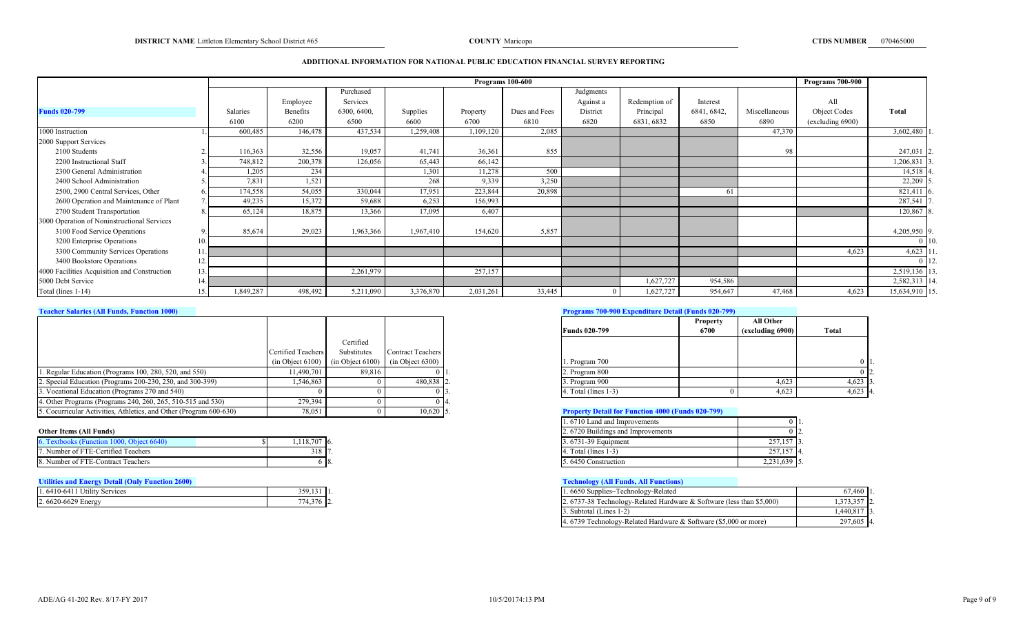**DISTRICT NAME** Littleton Elementary School District #65 **COUNTY** Maricopa **CTDS NUMBER** 070465000

## ADDITIONAL INFORMATION FOR NATIONAL PUBLIC EDUCATION FINANCIAL SURVEY REPORTING

| | | Programs 100-600 | | | | | | | | | | Programs 700-900 | |
|---|---|---|---|---|---|---|---|---|---|---|---|---|---|
| **Funds 020-799** | | Salaries 6100 | Employee Benefits 6200 | Purchased Services 6300, 6400, 6500 | Supplies 6600 | Property 6700 | Dues and Fees 6810 | Judgments Against a District 6820 | Redemption of Principal 6831, 6832 | Interest 6841, 6842, 6850 | Miscellaneous 6890 | All Object Codes (excluding 6900) | Total |
| 1000 Instruction | 1. | 600,485 | 146,478 | 437,534 | 1,259,408 | 1,109,120 | 2,085 | | | | 47,370 | | 3,602,480 1. |
| 2000 Support Services | | | | | | | | | | | | | |
| 2100 Students | 2. | 116,363 | 32,556 | 19,057 | 41,741 | 36,361 | 855 | | | | 98 | | 247,031 2. |
| 2200 Instructional Staff | 3. | 748,812 | 200,378 | 126,056 | 65,443 | 66,142 | | | | | | | 1,206,831 3. |
| 2300 General Administration | 4. | 1,205 | 234 | | 1,301 | 11,278 | 500 | | | | | | 14,518 4. |
| 2400 School Administration | 5. | 7,831 | 1,521 | | 268 | 9,339 | 3,250 | | | | | | 22,209 5. |
| 2500, 2900 Central Services, Other | 6. | 174,558 | 54,055 | 330,044 | 17,951 | 223,844 | 20,898 | | | 61 | | | 821,411 6. |
| 2600 Operation and Maintenance of Plant | 7. | 49,235 | 15,372 | 59,688 | 6,253 | 156,993 | | | | | | | 287,541 7. |
| 2700 Student Transportation | 8. | 65,124 | 18,875 | 13,366 | 17,095 | 6,407 | | | | | | | 120,867 8. |
| 3000 Operation of Noninstructional Services | | | | | | | | | | | | | |
| 3100 Food Service Operations | 9. | 85,674 | 29,023 | 1,963,366 | 1,967,410 | 154,620 | 5,857 | | | | | | 4,205,950 9. |
| 3200 Enterprise Operations | 10. | | | | | | | | | | | | 0 10. |
| 3300 Community Services Operations | 11. | | | | | | | | | | | 4,623 | 4,623 11. |
| 3400 Bookstore Operations | 12. | | | | | | | | | | | | 0 12. |
| 4000 Facilities Acquisition and Construction | 13. | | | 2,261,979 | | 257,157 | | | | | | | 2,519,136 13. |
| 5000 Debt Service | 14. | | | | | | | | 1,627,727 | 954,586 | | | 2,582,313 14. |
| Total (lines 1-14) | 15. | 1,849,287 | 498,492 | 5,211,090 | 3,376,870 | 2,031,261 | 33,445 | 0 | 1,627,727 | 954,647 | 47,468 | 4,623 | 15,634,910 15. |

### Teacher Salaries (All Funds, Function 1000)

| | Certified Teachers (in Object 6100) | Certified Substitutes (in Object 6100) | Contract Teachers (in Object 6300) | |
|---|---|---|---|---|
| 1. Regular Education (Programs 100, 280, 520, and 550) | 11,490,701 | 89,816 | 0 | 1. |
| 2. Special Education (Programs 200-230, 250, and 300-399) | 1,546,863 | 0 | 480,838 | 2. |
| 3. Vocational Education (Programs 270 and 540) | 0 | 0 | 0 | 3. |
| 4. Other Programs (Programs 240, 260, 265, 510-515 and 530) | 279,394 | 0 | 0 | 4. |
| 5. Cocurricular Activities, Athletics, and Other (Program 600-630) | 78,051 | 0 | 10,620 | 5. |

### Other Items (All Funds)

| | | |
|---|---|---|
| 6. Textbooks (Function 1000, Object 6640) | $ 1,118,707 | 6. |
| 7. Number of FTE-Certified Teachers | 318 | 7. |
| 8. Number of FTE-Contract Teachers | 6 | 8. |

### Utilities and Energy Detail (Only Function 2600)

| | | |
|---|---|---|
| 1. 6410-6411 Utility Services | 359,131 | 1. |
| 2. 6620-6629 Energy | 774,376 | 2. |

### Programs 700-900 Expenditure Detail (Funds 020-799)

| Funds 020-799 | Property 6700 | All Other (excluding 6900) | Total | |
|---|---|---|---|---|
| 1. Program 700 | | | 0 | 1. |
| 2. Program 800 | | | 0 | 2. |
| 3. Program 900 | | 4,623 | 4,623 | 3. |
| 4. Total (lines 1-3) | 0 | 4,623 | 4,623 | 4. |

### Property Detail for Function 4000 (Funds 020-799)

| | | |
|---|---|---|
| 1. 6710 Land and Improvements | 0 | 1. |
| 2. 6720 Buildings and Improvements | 0 | 2. |
| 3. 6731-39 Equipment | 257,157 | 3. |
| 4. Total (lines 1-3) | 257,157 | 4. |
| 5. 6450 Construction | 2,231,639 | 5. |

### Technology (All Funds, All Functions)

| | | |
|---|---|---|
| 1. 6650 Supplies–Technology-Related | 67,460 | 1. |
| 2. 6737-38 Technology-Related Hardware & Software (less than $5,000) | 1,373,357 | 2. |
| 3. Subtotal (Lines 1-2) | 1,440,817 | 3. |
| 4. 6739 Technology-Related Hardware & Software ($5,000 or more) | 297,605 | 4. |

ADE/AG 41-202 Rev. 8/17-FY 2017 10/5/2017 4:13 PM